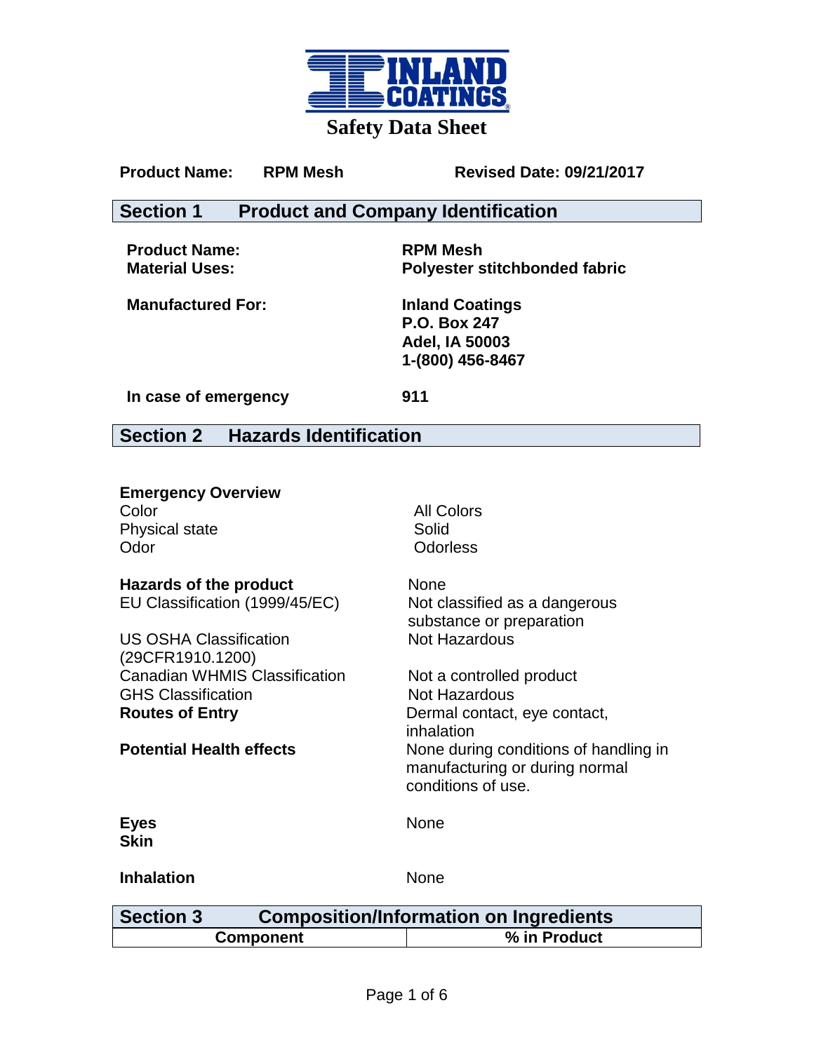# Safety Data Sheet

**Product Name:** **RPM Mesh** **Revised Date: 09/21/2017**

## Section 1 Product and Company Identification

**Product Name:** **RPM Mesh**
**Material Uses:** **Polyester stitchbonded fabric**

**Manufactured For:** **Inland Coatings**
**P.O. Box 247**
**Adel, IA 50003**
**1-(800) 456-8467**

**In case of emergency** **911**

## Section 2 Hazards Identification

**Emergency Overview**

| | |
|---|---|
| Color | All Colors |
| Physical state | Solid |
| Odor | Odorless |

| | |
|---|---|
| **Hazards of the product** | None |
| EU Classification (1999/45/EC) | Not classified as a dangerous substance or preparation |
| US OSHA Classification (29CFR1910.1200) | Not Hazardous |
| Canadian WHMIS Classification | Not a controlled product |
| GHS Classification | Not Hazardous |
| **Routes of Entry** | Dermal contact, eye contact, inhalation |
| **Potential Health effects** | None during conditions of handling in manufacturing or during normal conditions of use. |

| | |
|---|---|
| **Eyes** | None |
| **Skin** | |
| **Inhalation** | None |

## Section 3 Composition/Information on Ingredients

| Component | % in Product |
|---|---|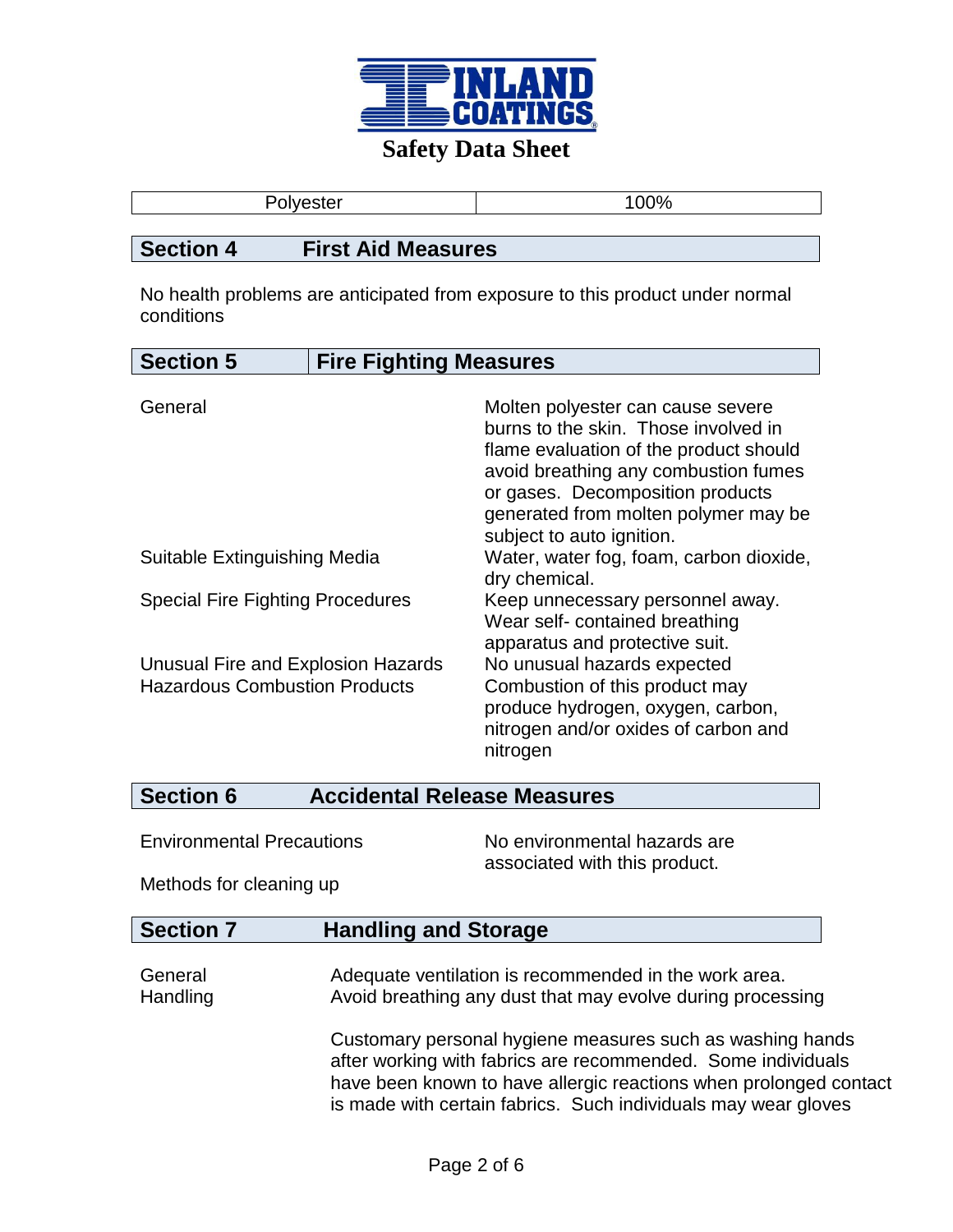| Polyester | 100% |
|---|---|

## Section 4 First Aid Measures

No health problems are anticipated from exposure to this product under normal conditions

## Section 5 Fire Fighting Measures

| | |
|---|---|
| General | Molten polyester can cause severe burns to the skin. Those involved in flame evaluation of the product should avoid breathing any combustion fumes or gases. Decomposition products generated from molten polymer may be subject to auto ignition. |
| Suitable Extinguishing Media | Water, water fog, foam, carbon dioxide, dry chemical. |
| Special Fire Fighting Procedures | Keep unnecessary personnel away. Wear self- contained breathing apparatus and protective suit. |
| Unusual Fire and Explosion Hazards | No unusual hazards expected |
| Hazardous Combustion Products | Combustion of this product may produce hydrogen, oxygen, carbon, nitrogen and/or oxides of carbon and nitrogen |

## Section 6 Accidental Release Measures

| | |
|---|---|
| Environmental Precautions | No environmental hazards are associated with this product. |
| Methods for cleaning up | |

## Section 7 Handling and Storage

| | |
|---|---|
| General Handling | Adequate ventilation is recommended in the work area. Avoid breathing any dust that may evolve during processing |
| | Customary personal hygiene measures such as washing hands after working with fabrics are recommended. Some individuals have been known to have allergic reactions when prolonged contact is made with certain fabrics. Such individuals may wear gloves |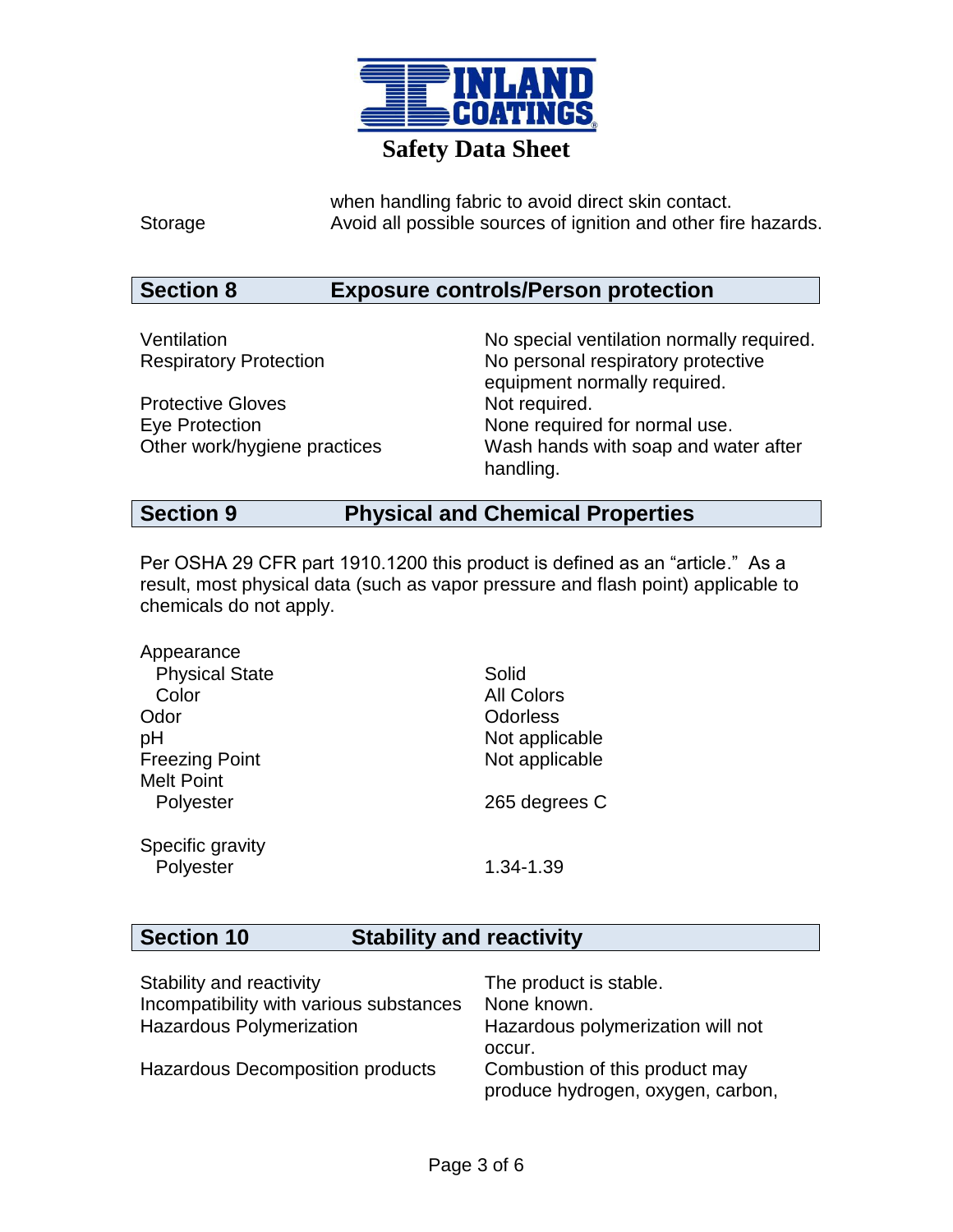| | |
|---|---|
| | when handling fabric to avoid direct skin contact. |
| Storage | Avoid all possible sources of ignition and other fire hazards. |

## Section 8 Exposure controls/Person protection

| | |
|---|---|
| Ventilation | No special ventilation normally required. |
| Respiratory Protection | No personal respiratory protective equipment normally required. |
| Protective Gloves | Not required. |
| Eye Protection | None required for normal use. |
| Other work/hygiene practices | Wash hands with soap and water after handling. |

## Section 9 Physical and Chemical Properties

Per OSHA 29 CFR part 1910.1200 this product is defined as an "article." As a result, most physical data (such as vapor pressure and flash point) applicable to chemicals do not apply.

| | |
|---|---|
| Appearance | |
| Physical State | Solid |
| Color | All Colors |
| Odor | Odorless |
| pH | Not applicable |
| Freezing Point | Not applicable |
| Melt Point | |
| Polyester | 265 degrees C |
| Specific gravity | |
| Polyester | 1.34-1.39 |

## Section 10 Stability and reactivity

| | |
|---|---|
| Stability and reactivity | The product is stable. |
| Incompatibility with various substances | None known. |
| Hazardous Polymerization | Hazardous polymerization will not occur. |
| Hazardous Decomposition products | Combustion of this product may produce hydrogen, oxygen, carbon, |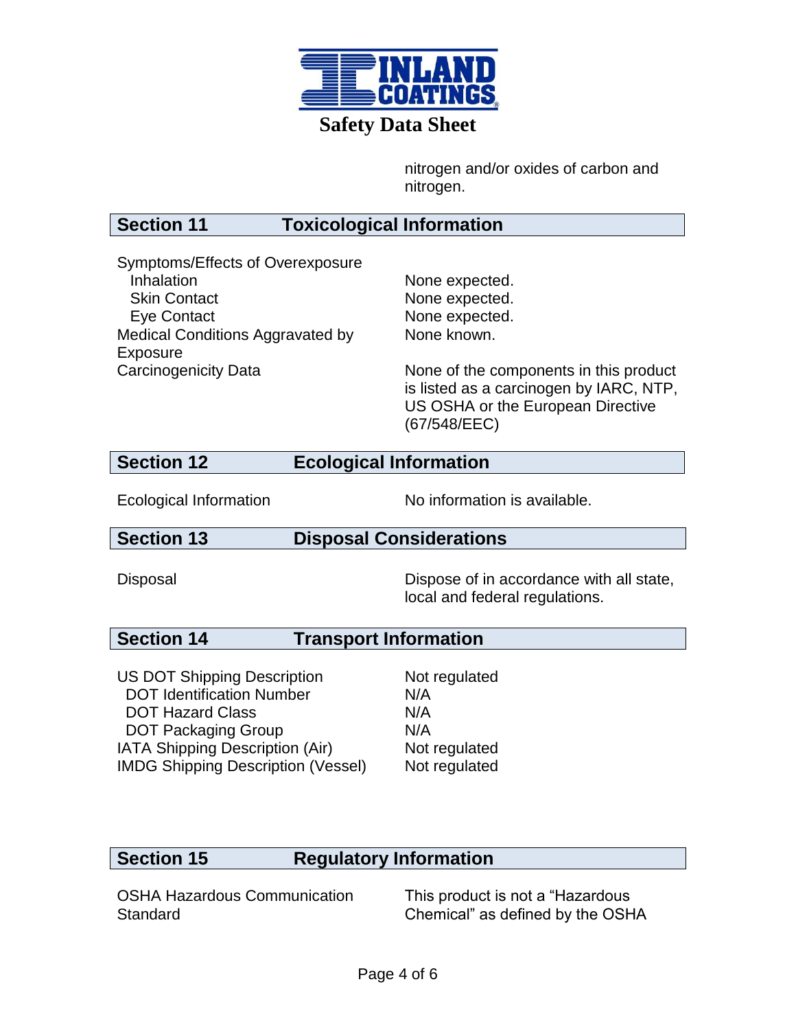nitrogen and/or oxides of carbon and nitrogen.

## Section 11 Toxicological Information

| | |
|---|---|
| Symptoms/Effects of Overexposure | |
| Inhalation | None expected. |
| Skin Contact | None expected. |
| Eye Contact | None expected. |
| Medical Conditions Aggravated by Exposure | None known. |
| Carcinogenicity Data | None of the components in this product is listed as a carcinogen by IARC, NTP, US OSHA or the European Directive (67/548/EEC) |

## Section 12 Ecological Information

| | |
|---|---|
| Ecological Information | No information is available. |

## Section 13 Disposal Considerations

| | |
|---|---|
| Disposal | Dispose of in accordance with all state, local and federal regulations. |

## Section 14 Transport Information

| | |
|---|---|
| US DOT Shipping Description | Not regulated |
| DOT Identification Number | N/A |
| DOT Hazard Class | N/A |
| DOT Packaging Group | N/A |
| IATA Shipping Description (Air) | Not regulated |
| IMDG Shipping Description (Vessel) | Not regulated |

## Section 15 Regulatory Information

| | |
|---|---|
| OSHA Hazardous Communication Standard | This product is not a "Hazardous Chemical" as defined by the OSHA |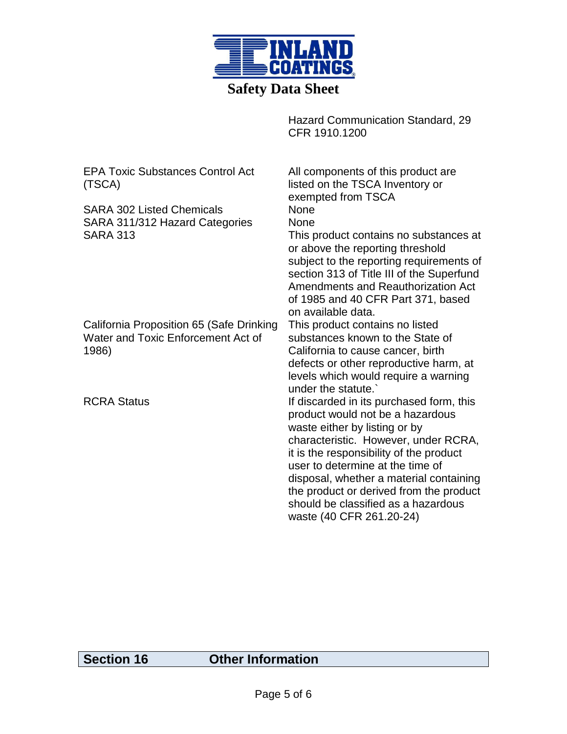**INLAND COATINGS**

**Safety Data Sheet**

| | |
|---|---|
| | Hazard Communication Standard, 29 CFR 1910.1200 |
| EPA Toxic Substances Control Act (TSCA) | All components of this product are listed on the TSCA Inventory or exempted from TSCA |
| SARA 302 Listed Chemicals | None |
| SARA 311/312 Hazard Categories | None |
| SARA 313 | This product contains no substances at or above the reporting threshold subject to the reporting requirements of section 313 of Title III of the Superfund Amendments and Reauthorization Act of 1985 and 40 CFR Part 371, based on available data. |
| California Proposition 65 (Safe Drinking Water and Toxic Enforcement Act of 1986) | This product contains no listed substances known to the State of California to cause cancer, birth defects or other reproductive harm, at levels which would require a warning under the statute.` |
| RCRA Status | If discarded in its purchased form, this product would not be a hazardous waste either by listing or by characteristic. However, under RCRA, it is the responsibility of the product user to determine at the time of disposal, whether a material containing the product or derived from the product should be classified as a hazardous waste (40 CFR 261.20-24) |

## Section 16 Other Information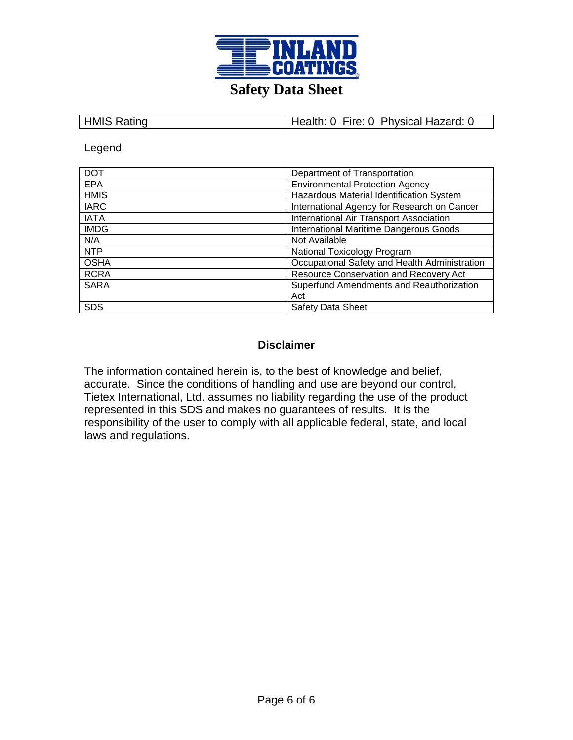# Safety Data Sheet

| | |
|---|---|
| HMIS Rating | Health: 0 Fire: 0 Physical Hazard: 0 |

Legend

| | |
|---|---|
| DOT | Department of Transportation |
| EPA | Environmental Protection Agency |
| HMIS | Hazardous Material Identification System |
| IARC | International Agency for Research on Cancer |
| IATA | International Air Transport Association |
| IMDG | International Maritime Dangerous Goods |
| N/A | Not Available |
| NTP | National Toxicology Program |
| OSHA | Occupational Safety and Health Administration |
| RCRA | Resource Conservation and Recovery Act |
| SARA | Superfund Amendments and Reauthorization Act |
| SDS | Safety Data Sheet |

## Disclaimer

The information contained herein is, to the best of knowledge and belief, accurate. Since the conditions of handling and use are beyond our control, Tietex International, Ltd. assumes no liability regarding the use of the product represented in this SDS and makes no guarantees of results. It is the responsibility of the user to comply with all applicable federal, state, and local laws and regulations.